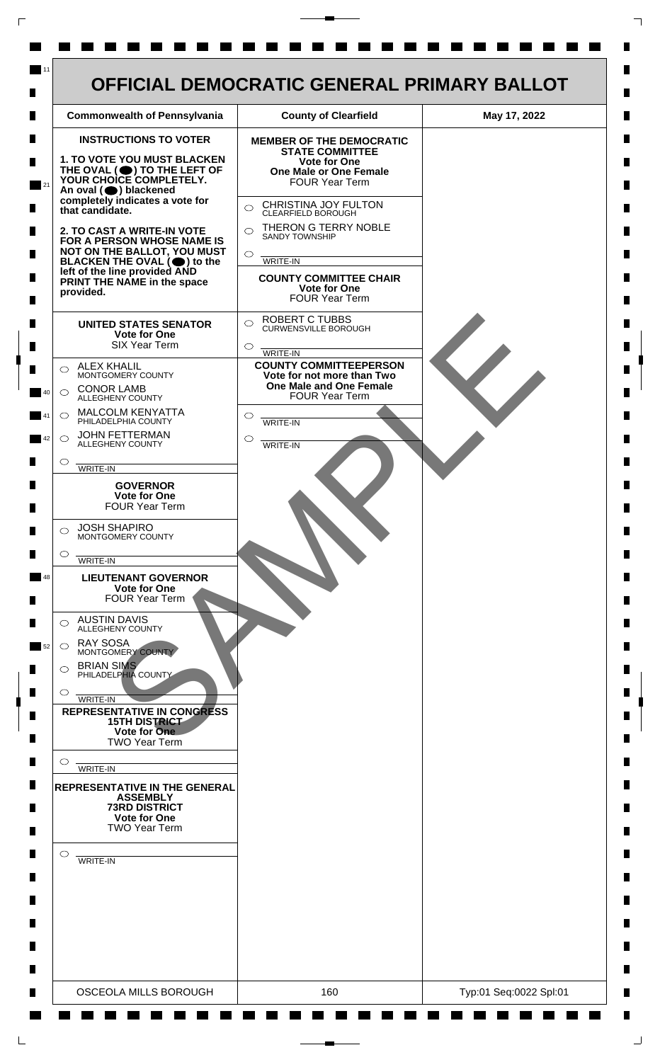# OFFICIAL DEMOCRATIC GENERAL PRIMARY BALLOT

| Commonwealth of Pennsylvania | County of Clearfield | May 17, 2022 |
| --- | --- | --- |

## INSTRUCTIONS TO VOTER

**1. TO VOTE YOU MUST BLACKEN THE OVAL (⬤) TO THE LEFT OF YOUR CHOICE COMPLETELY.** An oval (⬤) blackened completely indicates a vote for that candidate.

**2. TO CAST A WRITE-IN VOTE FOR A PERSON WHOSE NAME IS NOT ON THE BALLOT, YOU MUST BLACKEN THE OVAL (⬤) to the left of the line provided AND PRINT THE NAME in the space provided.**

### UNITED STATES SENATOR
**Vote for One**
SIX Year Term

- ○ ALEX KHALIL — MONTGOMERY COUNTY
- ○ CONOR LAMB — ALLEGHENY COUNTY
- ○ MALCOLM KENYATTA — PHILADELPHIA COUNTY
- ○ JOHN FETTERMAN — ALLEGHENY COUNTY
- ○ ________ WRITE-IN

### GOVERNOR
**Vote for One**
FOUR Year Term

- ○ JOSH SHAPIRO — MONTGOMERY COUNTY
- ○ ________ WRITE-IN

### LIEUTENANT GOVERNOR
**Vote for One**
FOUR Year Term

- ○ AUSTIN DAVIS — ALLEGHENY COUNTY
- ○ RAY SOSA — MONTGOMERY COUNTY
- ○ BRIAN SIMS — PHILADELPHIA COUNTY
- ○ ________ WRITE-IN

### REPRESENTATIVE IN CONGRESS
**15TH DISTRICT**
**Vote for One**
TWO Year Term

- ○ ________ WRITE-IN

### REPRESENTATIVE IN THE GENERAL ASSEMBLY
**73RD DISTRICT**
**Vote for One**
TWO Year Term

- ○ ________ WRITE-IN

### MEMBER OF THE DEMOCRATIC STATE COMMITTEE
**Vote for One**
**One Male or One Female**
FOUR Year Term

- ○ CHRISTINA JOY FULTON — CLEARFIELD BOROUGH
- ○ THERON G TERRY NOBLE — SANDY TOWNSHIP
- ○ ________ WRITE-IN

### COUNTY COMMITTEE CHAIR
**Vote for One**
FOUR Year Term

- ○ ROBERT C TUBBS — CURWENSVILLE BOROUGH
- ○ ________ WRITE-IN

### COUNTY COMMITTEEPERSON
**Vote for not more than Two**
**One Male and One Female**
FOUR Year Term

- ○ ________ WRITE-IN
- ○ ________ WRITE-IN

SAMPLE

| OSCEOLA MILLS BOROUGH | 160 | Typ:01 Seq:0022 Spl:01 |
| --- | --- | --- |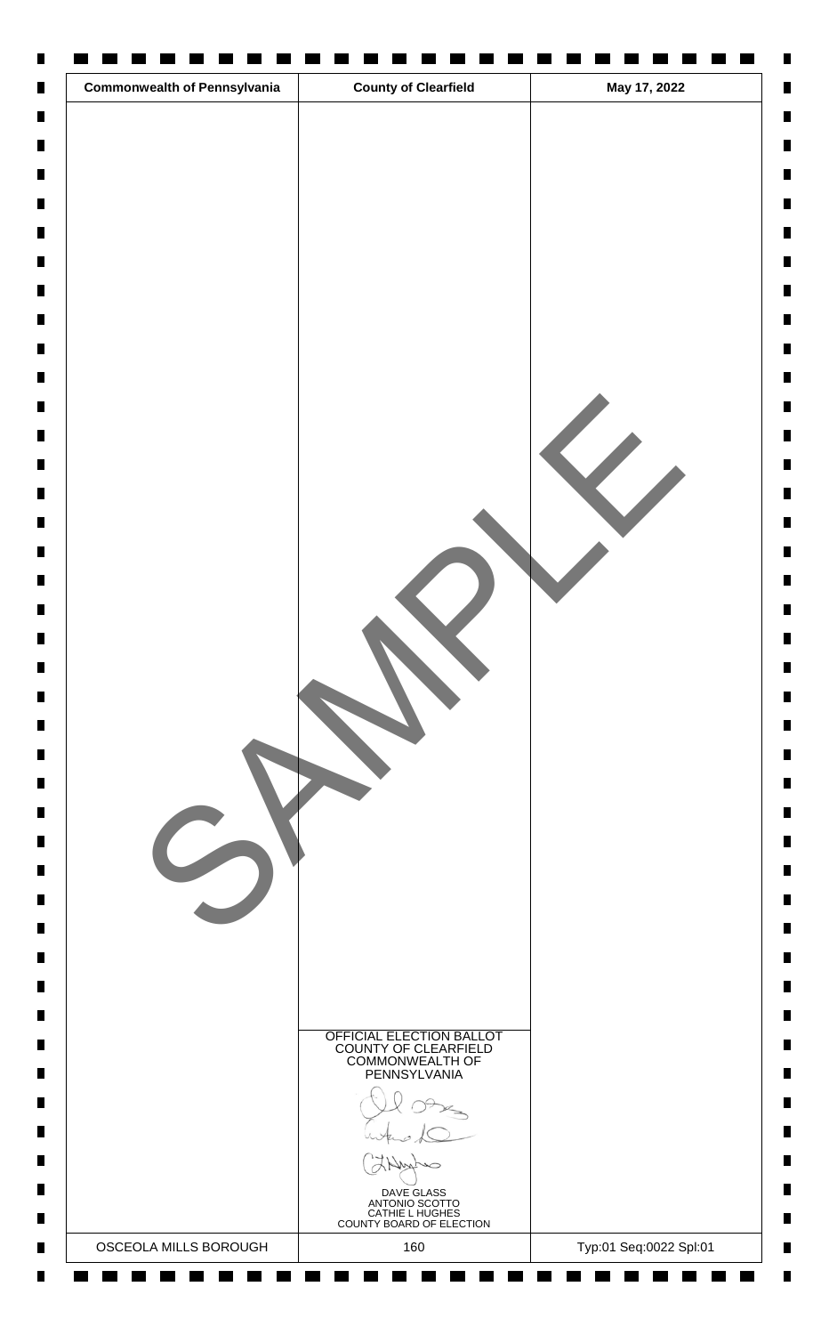| Commonwealth of Pennsylvania | County of Clearfield | May 17, 2022 |
|---|---|---|
| | OFFICIAL ELECTION BALLOT<br>COUNTY OF CLEARFIELD<br>COMMONWEALTH OF PENNSYLVANIA<br><br>DAVE GLASS<br>ANTONIO SCOTTO<br>CATHIE L HUGHES<br>COUNTY BOARD OF ELECTION | |
| OSCEOLA MILLS BOROUGH | 160 | Typ:01 Seq:0022 Spl:01 |

SAMPLE